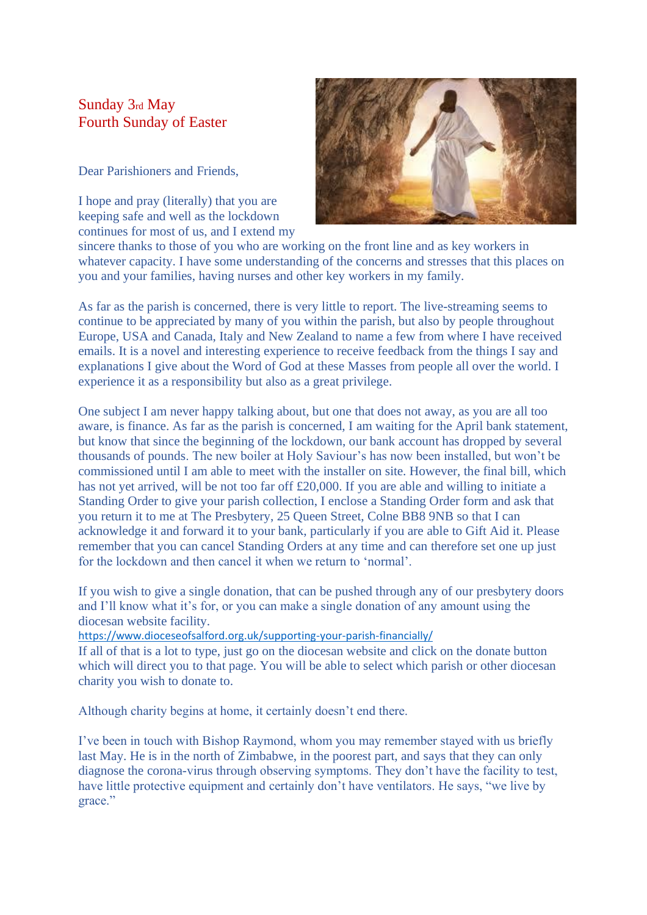Sunday 3rd May
Fourth Sunday of Easter

Dear Parishioners and Friends,

I hope and pray (literally) that you are keeping safe and well as the lockdown continues for most of us, and I extend my sincere thanks to those of you who are working on the front line and as key workers in whatever capacity. I have some understanding of the concerns and stresses that this places on you and your families, having nurses and other key workers in my family.

As far as the parish is concerned, there is very little to report. The live-streaming seems to continue to be appreciated by many of you within the parish, but also by people throughout Europe, USA and Canada, Italy and New Zealand to name a few from where I have received emails. It is a novel and interesting experience to receive feedback from the things I say and explanations I give about the Word of God at these Masses from people all over the world. I experience it as a responsibility but also as a great privilege.

One subject I am never happy talking about, but one that does not away, as you are all too aware, is finance. As far as the parish is concerned, I am waiting for the April bank statement, but know that since the beginning of the lockdown, our bank account has dropped by several thousands of pounds. The new boiler at Holy Saviour's has now been installed, but won't be commissioned until I am able to meet with the installer on site. However, the final bill, which has not yet arrived, will be not too far off £20,000. If you are able and willing to initiate a Standing Order to give your parish collection, I enclose a Standing Order form and ask that you return it to me at The Presbytery, 25 Queen Street, Colne BB8 9NB so that I can acknowledge it and forward it to your bank, particularly if you are able to Gift Aid it. Please remember that you can cancel Standing Orders at any time and can therefore set one up just for the lockdown and then cancel it when we return to 'normal'.

If you wish to give a single donation, that can be pushed through any of our presbytery doors and I'll know what it's for, or you can make a single donation of any amount using the diocesan website facility.
https://www.dioceseofsalford.org.uk/supporting-your-parish-financially/
If all of that is a lot to type, just go on the diocesan website and click on the donate button which will direct you to that page. You will be able to select which parish or other diocesan charity you wish to donate to.

Although charity begins at home, it certainly doesn't end there.

I've been in touch with Bishop Raymond, whom you may remember stayed with us briefly last May. He is in the north of Zimbabwe, in the poorest part, and says that they can only diagnose the corona-virus through observing symptoms. They don't have the facility to test, have little protective equipment and certainly don't have ventilators. He says, "we live by grace."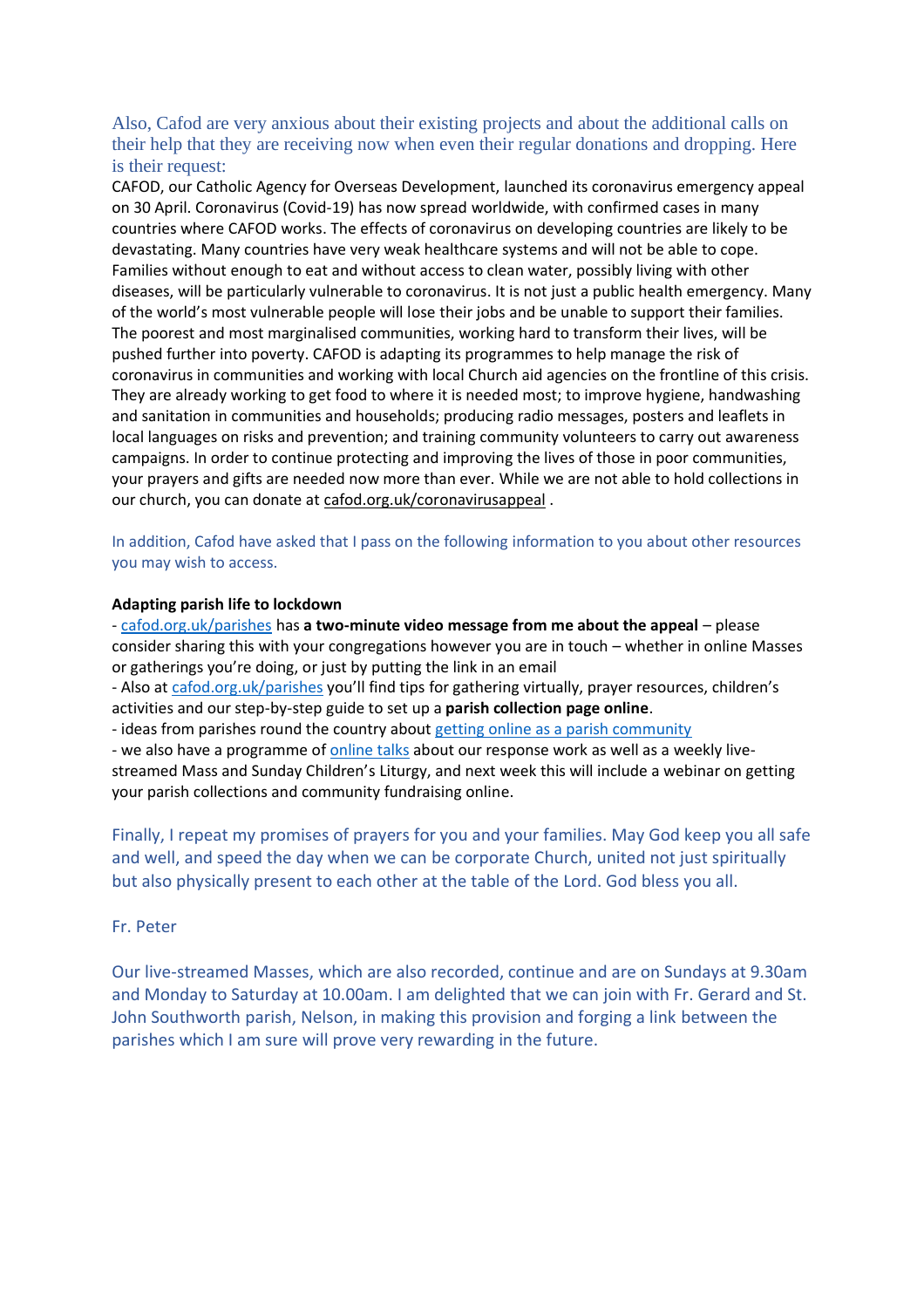Also, Cafod are very anxious about their existing projects and about the additional calls on their help that they are receiving now when even their regular donations and dropping. Here is their request:

CAFOD, our Catholic Agency for Overseas Development, launched its coronavirus emergency appeal on 30 April. Coronavirus (Covid-19) has now spread worldwide, with confirmed cases in many countries where CAFOD works. The effects of coronavirus on developing countries are likely to be devastating. Many countries have very weak healthcare systems and will not be able to cope. Families without enough to eat and without access to clean water, possibly living with other diseases, will be particularly vulnerable to coronavirus. It is not just a public health emergency. Many of the world's most vulnerable people will lose their jobs and be unable to support their families. The poorest and most marginalised communities, working hard to transform their lives, will be pushed further into poverty. CAFOD is adapting its programmes to help manage the risk of coronavirus in communities and working with local Church aid agencies on the frontline of this crisis. They are already working to get food to where it is needed most; to improve hygiene, handwashing and sanitation in communities and households; producing radio messages, posters and leaflets in local languages on risks and prevention; and training community volunteers to carry out awareness campaigns. In order to continue protecting and improving the lives of those in poor communities, your prayers and gifts are needed now more than ever. While we are not able to hold collections in our church, you can donate at cafod.org.uk/coronavirusappeal .

In addition, Cafod have asked that I pass on the following information to you about other resources you may wish to access.

**Adapting parish life to lockdown**

- cafod.org.uk/parishes has **a two-minute video message from me about the appeal** – please consider sharing this with your congregations however you are in touch – whether in online Masses or gatherings you're doing, or just by putting the link in an email
- Also at cafod.org.uk/parishes you'll find tips for gathering virtually, prayer resources, children's activities and our step-by-step guide to set up a **parish collection page online**.
- ideas from parishes round the country about getting online as a parish community
- we also have a programme of online talks about our response work as well as a weekly live-streamed Mass and Sunday Children's Liturgy, and next week this will include a webinar on getting your parish collections and community fundraising online.

Finally, I repeat my promises of prayers for you and your families. May God keep you all safe and well, and speed the day when we can be corporate Church, united not just spiritually but also physically present to each other at the table of the Lord. God bless you all.

Fr. Peter

Our live-streamed Masses, which are also recorded, continue and are on Sundays at 9.30am and Monday to Saturday at 10.00am. I am delighted that we can join with Fr. Gerard and St. John Southworth parish, Nelson, in making this provision and forging a link between the parishes which I am sure will prove very rewarding in the future.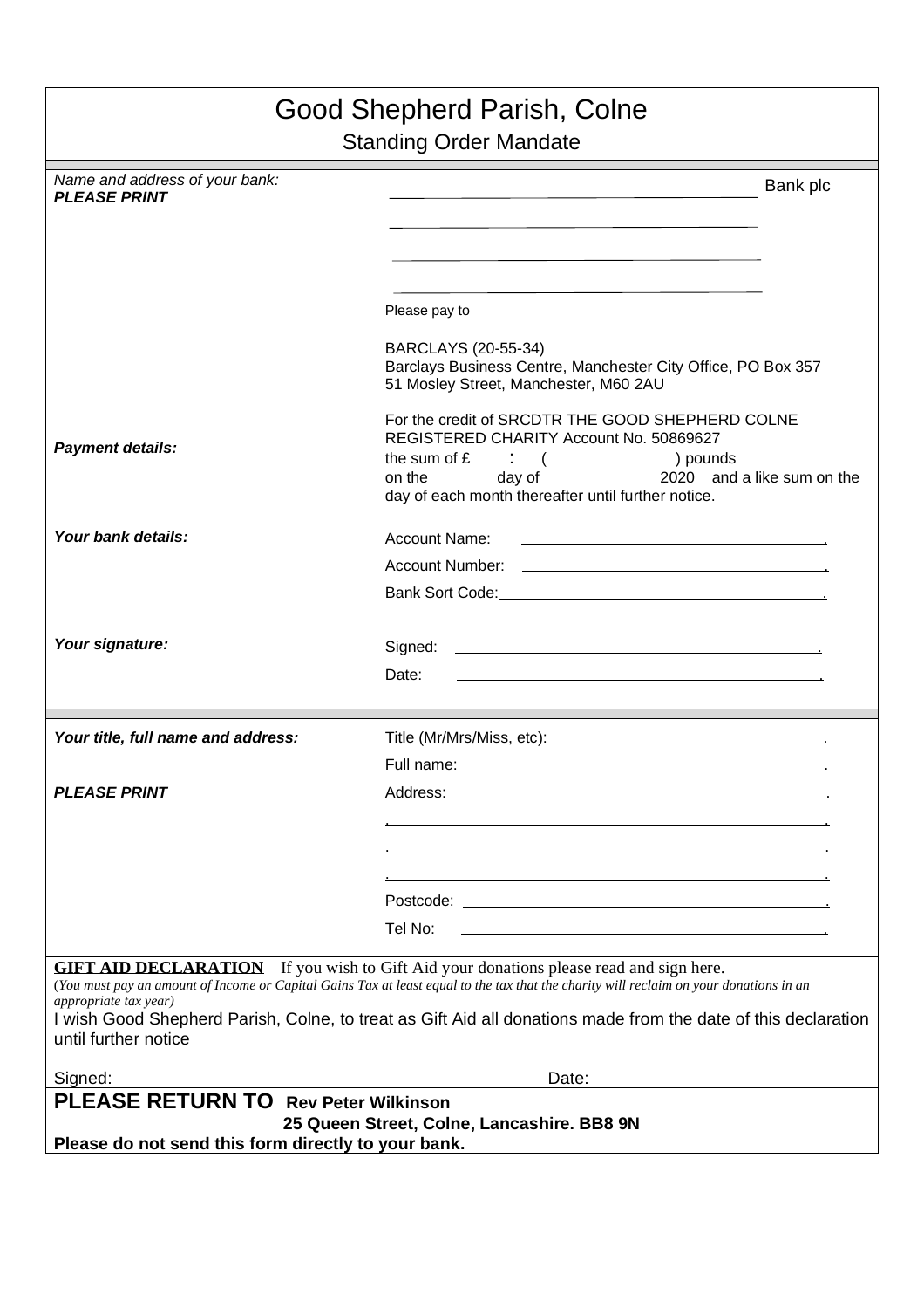# Good Shepherd Parish, Colne

## Standing Order Mandate

| | |
|---|---|
| *Name and address of your bank:* ***PLEASE PRINT*** | ______________________ Bank plc<br>______________________<br>______________________<br>______________________ |
| | Please pay to<br><br>BARCLAYS (20-55-34)<br>Barclays Business Centre, Manchester City Office, PO Box 357<br>51 Mosley Street, Manchester, M60 2AU |
| ***Payment details:*** | For the credit of SRCDTR THE GOOD SHEPHERD COLNE REGISTERED CHARITY Account No. 50869627<br>the sum of £ : ( ) pounds<br>on the day of 2020 and a like sum on the day of each month thereafter until further notice. |
| ***Your bank details:*** | Account Name: ______________________<br>Account Number: ______________________<br>Bank Sort Code: ______________________ |
| ***Your signature:*** | Signed: ______________________<br>Date: ______________________ |
| ***Your title, full name and address:***<br><br>***PLEASE PRINT*** | Title (Mr/Mrs/Miss, etc): ______________________<br>Full name: ______________________<br>Address: ______________________<br>______________________<br>______________________<br>______________________<br>Postcode: ______________________<br>Tel No: ______________________ |

**GIFT AID DECLARATION** If you wish to Gift Aid your donations please read and sign here.

*(You must pay an amount of Income or Capital Gains Tax at least equal to the tax that the charity will reclaim on your donations in an appropriate tax year)*

I wish Good Shepherd Parish, Colne, to treat as Gift Aid all donations made from the date of this declaration until further notice

Signed: Date:

**PLEASE RETURN TO Rev Peter Wilkinson**
**25 Queen Street, Colne, Lancashire. BB8 9N**

**Please do not send this form directly to your bank.**